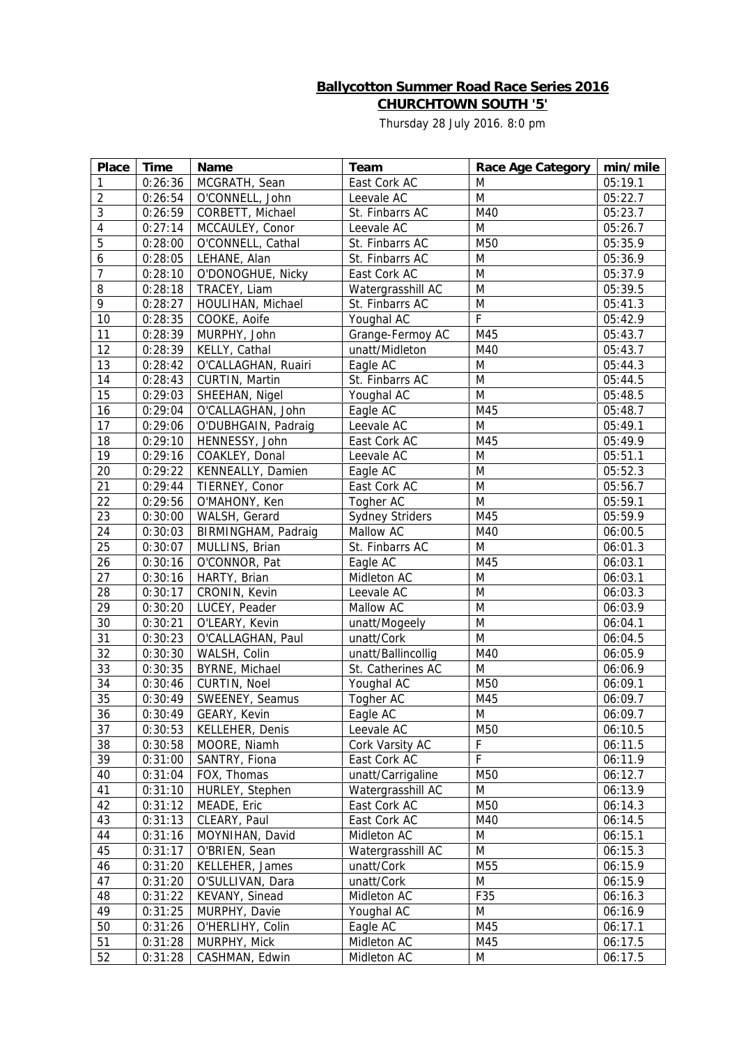# Ballycotton Summer Road Race Series 2016
## CHURCHTOWN SOUTH '5'

Thursday 28 July 2016. 8:0 pm

| Place | Time | Name | Team | Race Age Category | min/mile |
|---|---|---|---|---|---|
| 1 | 0:26:36 | MCGRATH, Sean | East Cork AC | M | 05:19.1 |
| 2 | 0:26:54 | O'CONNELL, John | Leevale AC | M | 05:22.7 |
| 3 | 0:26:59 | CORBETT, Michael | St. Finbarrs AC | M40 | 05:23.7 |
| 4 | 0:27:14 | MCCAULEY, Conor | Leevale AC | M | 05:26.7 |
| 5 | 0:28:00 | O'CONNELL, Cathal | St. Finbarrs AC | M50 | 05:35.9 |
| 6 | 0:28:05 | LEHANE, Alan | St. Finbarrs AC | M | 05:36.9 |
| 7 | 0:28:10 | O'DONOGHUE, Nicky | East Cork AC | M | 05:37.9 |
| 8 | 0:28:18 | TRACEY, Liam | Watergrasshill AC | M | 05:39.5 |
| 9 | 0:28:27 | HOULIHAN, Michael | St. Finbarrs AC | M | 05:41.3 |
| 10 | 0:28:35 | COOKE, Aoife | Youghal AC | F | 05:42.9 |
| 11 | 0:28:39 | MURPHY, John | Grange-Fermoy AC | M45 | 05:43.7 |
| 12 | 0:28:39 | KELLY, Cathal | unatt/Midleton | M40 | 05:43.7 |
| 13 | 0:28:42 | O'CALLAGHAN, Ruairi | Eagle AC | M | 05:44.3 |
| 14 | 0:28:43 | CURTIN, Martin | St. Finbarrs AC | M | 05:44.5 |
| 15 | 0:29:03 | SHEEHAN, Nigel | Youghal AC | M | 05:48.5 |
| 16 | 0:29:04 | O'CALLAGHAN, John | Eagle AC | M45 | 05:48.7 |
| 17 | 0:29:06 | O'DUBHGAIN, Padraig | Leevale AC | M | 05:49.1 |
| 18 | 0:29:10 | HENNESSY, John | East Cork AC | M45 | 05:49.9 |
| 19 | 0:29:16 | COAKLEY, Donal | Leevale AC | M | 05:51.1 |
| 20 | 0:29:22 | KENNEALLY, Damien | Eagle AC | M | 05:52.3 |
| 21 | 0:29:44 | TIERNEY, Conor | East Cork AC | M | 05:56.7 |
| 22 | 0:29:56 | O'MAHONY, Ken | Togher AC | M | 05:59.1 |
| 23 | 0:30:00 | WALSH, Gerard | Sydney Striders | M45 | 05:59.9 |
| 24 | 0:30:03 | BIRMINGHAM, Padraig | Mallow AC | M40 | 06:00.5 |
| 25 | 0:30:07 | MULLINS, Brian | St. Finbarrs AC | M | 06:01.3 |
| 26 | 0:30:16 | O'CONNOR, Pat | Eagle AC | M45 | 06:03.1 |
| 27 | 0:30:16 | HARTY, Brian | Midleton AC | M | 06:03.1 |
| 28 | 0:30:17 | CRONIN, Kevin | Leevale AC | M | 06:03.3 |
| 29 | 0:30:20 | LUCEY, Peader | Mallow AC | M | 06:03.9 |
| 30 | 0:30:21 | O'LEARY, Kevin | unatt/Mogeely | M | 06:04.1 |
| 31 | 0:30:23 | O'CALLAGHAN, Paul | unatt/Cork | M | 06:04.5 |
| 32 | 0:30:30 | WALSH, Colin | unatt/Ballincollig | M40 | 06:05.9 |
| 33 | 0:30:35 | BYRNE, Michael | St. Catherines AC | M | 06:06.9 |
| 34 | 0:30:46 | CURTIN, Noel | Youghal AC | M50 | 06:09.1 |
| 35 | 0:30:49 | SWEENEY, Seamus | Togher AC | M45 | 06:09.7 |
| 36 | 0:30:49 | GEARY, Kevin | Eagle AC | M | 06:09.7 |
| 37 | 0:30:53 | KELLEHER, Denis | Leevale AC | M50 | 06:10.5 |
| 38 | 0:30:58 | MOORE, Niamh | Cork Varsity AC | F | 06:11.5 |
| 39 | 0:31:00 | SANTRY, Fiona | East Cork AC | F | 06:11.9 |
| 40 | 0:31:04 | FOX, Thomas | unatt/Carrigaline | M50 | 06:12.7 |
| 41 | 0:31:10 | HURLEY, Stephen | Watergrasshill AC | M | 06:13.9 |
| 42 | 0:31:12 | MEADE, Eric | East Cork AC | M50 | 06:14.3 |
| 43 | 0:31:13 | CLEARY, Paul | East Cork AC | M40 | 06:14.5 |
| 44 | 0:31:16 | MOYNIHAN, David | Midleton AC | M | 06:15.1 |
| 45 | 0:31:17 | O'BRIEN, Sean | Watergrasshill AC | M | 06:15.3 |
| 46 | 0:31:20 | KELLEHER, James | unatt/Cork | M55 | 06:15.9 |
| 47 | 0:31:20 | O'SULLIVAN, Dara | unatt/Cork | M | 06:15.9 |
| 48 | 0:31:22 | KEVANY, Sinead | Midleton AC | F35 | 06:16.3 |
| 49 | 0:31:25 | MURPHY, Davie | Youghal AC | M | 06:16.9 |
| 50 | 0:31:26 | O'HERLIHY, Colin | Eagle AC | M45 | 06:17.1 |
| 51 | 0:31:28 | MURPHY, Mick | Midleton AC | M45 | 06:17.5 |
| 52 | 0:31:28 | CASHMAN, Edwin | Midleton AC | M | 06:17.5 |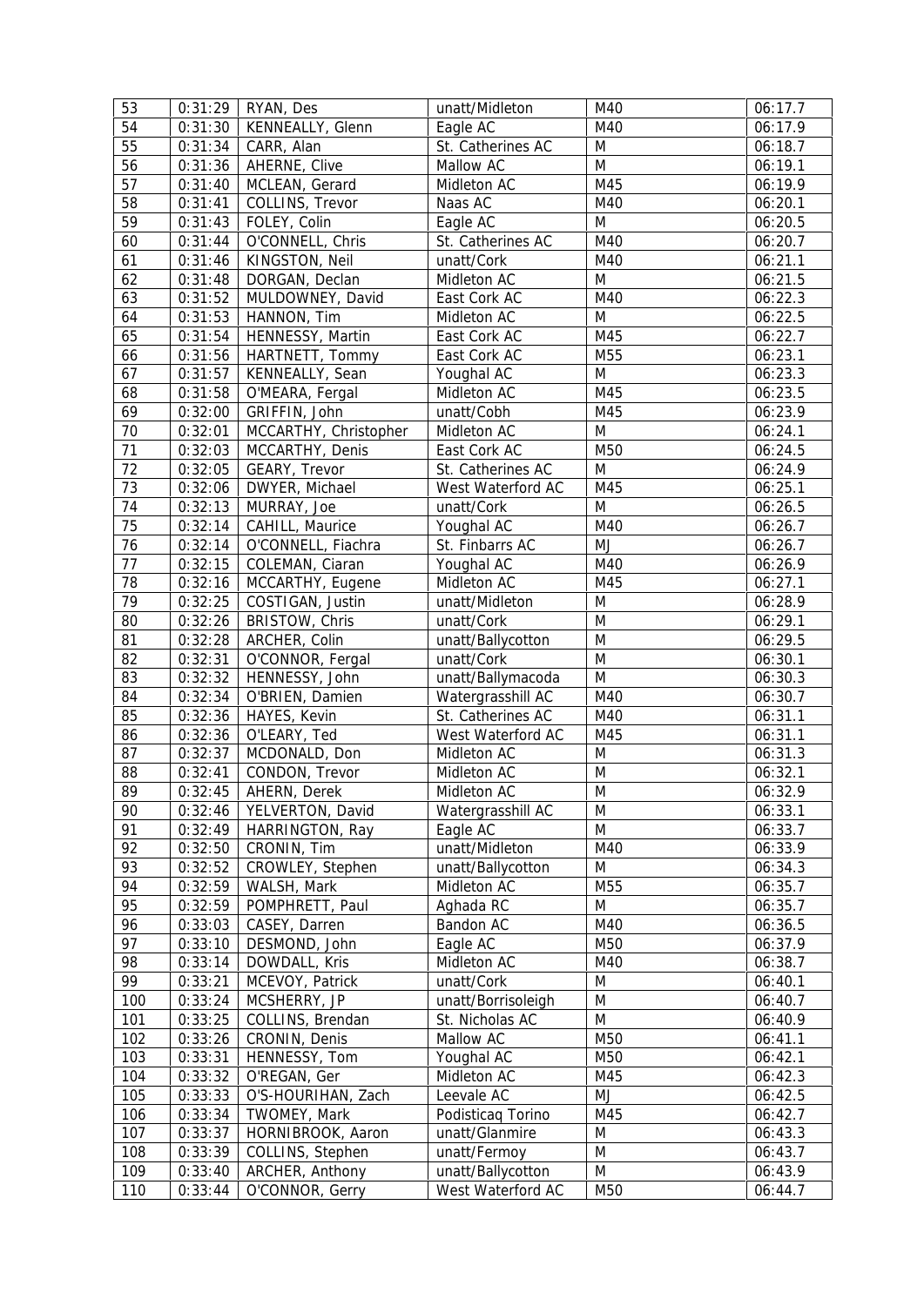| 53 | 0:31:29 | RYAN, Des | unatt/Midleton | M40 | 06:17.7 |
|---|---|---|---|---|---|
| 54 | 0:31:30 | KENNEALLY, Glenn | Eagle AC | M40 | 06:17.9 |
| 55 | 0:31:34 | CARR, Alan | St. Catherines AC | M | 06:18.7 |
| 56 | 0:31:36 | AHERNE, Clive | Mallow AC | M | 06:19.1 |
| 57 | 0:31:40 | MCLEAN, Gerard | Midleton AC | M45 | 06:19.9 |
| 58 | 0:31:41 | COLLINS, Trevor | Naas AC | M40 | 06:20.1 |
| 59 | 0:31:43 | FOLEY, Colin | Eagle AC | M | 06:20.5 |
| 60 | 0:31:44 | O'CONNELL, Chris | St. Catherines AC | M40 | 06:20.7 |
| 61 | 0:31:46 | KINGSTON, Neil | unatt/Cork | M40 | 06:21.1 |
| 62 | 0:31:48 | DORGAN, Declan | Midleton AC | M | 06:21.5 |
| 63 | 0:31:52 | MULDOWNEY, David | East Cork AC | M40 | 06:22.3 |
| 64 | 0:31:53 | HANNON, Tim | Midleton AC | M | 06:22.5 |
| 65 | 0:31:54 | HENNESSY, Martin | East Cork AC | M45 | 06:22.7 |
| 66 | 0:31:56 | HARTNETT, Tommy | East Cork AC | M55 | 06:23.1 |
| 67 | 0:31:57 | KENNEALLY, Sean | Youghal AC | M | 06:23.3 |
| 68 | 0:31:58 | O'MEARA, Fergal | Midleton AC | M45 | 06:23.5 |
| 69 | 0:32:00 | GRIFFIN, John | unatt/Cobh | M45 | 06:23.9 |
| 70 | 0:32:01 | MCCARTHY, Christopher | Midleton AC | M | 06:24.1 |
| 71 | 0:32:03 | MCCARTHY, Denis | East Cork AC | M50 | 06:24.5 |
| 72 | 0:32:05 | GEARY, Trevor | St. Catherines AC | M | 06:24.9 |
| 73 | 0:32:06 | DWYER, Michael | West Waterford AC | M45 | 06:25.1 |
| 74 | 0:32:13 | MURRAY, Joe | unatt/Cork | M | 06:26.5 |
| 75 | 0:32:14 | CAHILL, Maurice | Youghal AC | M40 | 06:26.7 |
| 76 | 0:32:14 | O'CONNELL, Fiachra | St. Finbarrs AC | MJ | 06:26.7 |
| 77 | 0:32:15 | COLEMAN, Ciaran | Youghal AC | M40 | 06:26.9 |
| 78 | 0:32:16 | MCCARTHY, Eugene | Midleton AC | M45 | 06:27.1 |
| 79 | 0:32:25 | COSTIGAN, Justin | unatt/Midleton | M | 06:28.9 |
| 80 | 0:32:26 | BRISTOW, Chris | unatt/Cork | M | 06:29.1 |
| 81 | 0:32:28 | ARCHER, Colin | unatt/Ballycotton | M | 06:29.5 |
| 82 | 0:32:31 | O'CONNOR, Fergal | unatt/Cork | M | 06:30.1 |
| 83 | 0:32:32 | HENNESSY, John | unatt/Ballymacoda | M | 06:30.3 |
| 84 | 0:32:34 | O'BRIEN, Damien | Watergrasshill AC | M40 | 06:30.7 |
| 85 | 0:32:36 | HAYES, Kevin | St. Catherines AC | M40 | 06:31.1 |
| 86 | 0:32:36 | O'LEARY, Ted | West Waterford AC | M45 | 06:31.1 |
| 87 | 0:32:37 | MCDONALD, Don | Midleton AC | M | 06:31.3 |
| 88 | 0:32:41 | CONDON, Trevor | Midleton AC | M | 06:32.1 |
| 89 | 0:32:45 | AHERN, Derek | Midleton AC | M | 06:32.9 |
| 90 | 0:32:46 | YELVERTON, David | Watergrasshill AC | M | 06:33.1 |
| 91 | 0:32:49 | HARRINGTON, Ray | Eagle AC | M | 06:33.7 |
| 92 | 0:32:50 | CRONIN, Tim | unatt/Midleton | M40 | 06:33.9 |
| 93 | 0:32:52 | CROWLEY, Stephen | unatt/Ballycotton | M | 06:34.3 |
| 94 | 0:32:59 | WALSH, Mark | Midleton AC | M55 | 06:35.7 |
| 95 | 0:32:59 | POMPHRETT, Paul | Aghada RC | M | 06:35.7 |
| 96 | 0:33:03 | CASEY, Darren | Bandon AC | M40 | 06:36.5 |
| 97 | 0:33:10 | DESMOND, John | Eagle AC | M50 | 06:37.9 |
| 98 | 0:33:14 | DOWDALL, Kris | Midleton AC | M40 | 06:38.7 |
| 99 | 0:33:21 | MCEVOY, Patrick | unatt/Cork | M | 06:40.1 |
| 100 | 0:33:24 | MCSHERRY, JP | unatt/Borrisoleigh | M | 06:40.7 |
| 101 | 0:33:25 | COLLINS, Brendan | St. Nicholas AC | M | 06:40.9 |
| 102 | 0:33:26 | CRONIN, Denis | Mallow AC | M50 | 06:41.1 |
| 103 | 0:33:31 | HENNESSY, Tom | Youghal AC | M50 | 06:42.1 |
| 104 | 0:33:32 | O'REGAN, Ger | Midleton AC | M45 | 06:42.3 |
| 105 | 0:33:33 | O'S-HOURIHAN, Zach | Leevale AC | MJ | 06:42.5 |
| 106 | 0:33:34 | TWOMEY, Mark | Podisticaq Torino | M45 | 06:42.7 |
| 107 | 0:33:37 | HORNIBROOK, Aaron | unatt/Glanmire | M | 06:43.3 |
| 108 | 0:33:39 | COLLINS, Stephen | unatt/Fermoy | M | 06:43.7 |
| 109 | 0:33:40 | ARCHER, Anthony | unatt/Ballycotton | M | 06:43.9 |
| 110 | 0:33:44 | O'CONNOR, Gerry | West Waterford AC | M50 | 06:44.7 |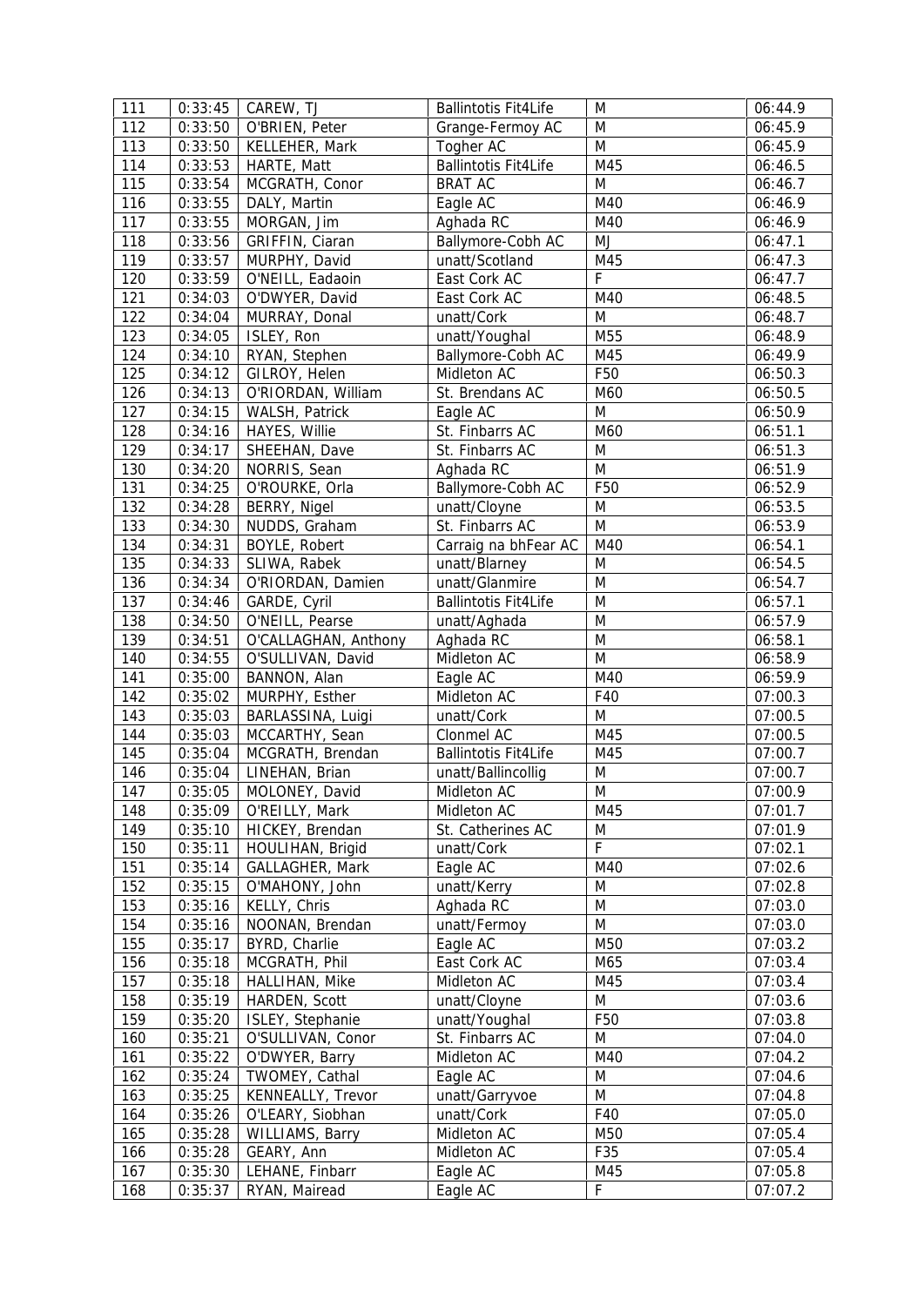| 111 | 0:33:45 | CAREW, TJ | Ballintotis Fit4Life | M | 06:44.9 |
|---|---|---|---|---|---|
| 112 | 0:33:50 | O'BRIEN, Peter | Grange-Fermoy AC | M | 06:45.9 |
| 113 | 0:33:50 | KELLEHER, Mark | Togher AC | M | 06:45.9 |
| 114 | 0:33:53 | HARTE, Matt | Ballintotis Fit4Life | M45 | 06:46.5 |
| 115 | 0:33:54 | MCGRATH, Conor | BRAT AC | M | 06:46.7 |
| 116 | 0:33:55 | DALY, Martin | Eagle AC | M40 | 06:46.9 |
| 117 | 0:33:55 | MORGAN, Jim | Aghada RC | M40 | 06:46.9 |
| 118 | 0:33:56 | GRIFFIN, Ciaran | Ballymore-Cobh AC | MJ | 06:47.1 |
| 119 | 0:33:57 | MURPHY, David | unatt/Scotland | M45 | 06:47.3 |
| 120 | 0:33:59 | O'NEILL, Eadaoin | East Cork AC | F | 06:47.7 |
| 121 | 0:34:03 | O'DWYER, David | East Cork AC | M40 | 06:48.5 |
| 122 | 0:34:04 | MURRAY, Donal | unatt/Cork | M | 06:48.7 |
| 123 | 0:34:05 | ISLEY, Ron | unatt/Youghal | M55 | 06:48.9 |
| 124 | 0:34:10 | RYAN, Stephen | Ballymore-Cobh AC | M45 | 06:49.9 |
| 125 | 0:34:12 | GILROY, Helen | Midleton AC | F50 | 06:50.3 |
| 126 | 0:34:13 | O'RIORDAN, William | St. Brendans AC | M60 | 06:50.5 |
| 127 | 0:34:15 | WALSH, Patrick | Eagle AC | M | 06:50.9 |
| 128 | 0:34:16 | HAYES, Willie | St. Finbarrs AC | M60 | 06:51.1 |
| 129 | 0:34:17 | SHEEHAN, Dave | St. Finbarrs AC | M | 06:51.3 |
| 130 | 0:34:20 | NORRIS, Sean | Aghada RC | M | 06:51.9 |
| 131 | 0:34:25 | O'ROURKE, Orla | Ballymore-Cobh AC | F50 | 06:52.9 |
| 132 | 0:34:28 | BERRY, Nigel | unatt/Cloyne | M | 06:53.5 |
| 133 | 0:34:30 | NUDDS, Graham | St. Finbarrs AC | M | 06:53.9 |
| 134 | 0:34:31 | BOYLE, Robert | Carraig na bhFear AC | M40 | 06:54.1 |
| 135 | 0:34:33 | SLIWA, Rabek | unatt/Blarney | M | 06:54.5 |
| 136 | 0:34:34 | O'RIORDAN, Damien | unatt/Glanmire | M | 06:54.7 |
| 137 | 0:34:46 | GARDE, Cyril | Ballintotis Fit4Life | M | 06:57.1 |
| 138 | 0:34:50 | O'NEILL, Pearse | unatt/Aghada | M | 06:57.9 |
| 139 | 0:34:51 | O'CALLAGHAN, Anthony | Aghada RC | M | 06:58.1 |
| 140 | 0:34:55 | O'SULLIVAN, David | Midleton AC | M | 06:58.9 |
| 141 | 0:35:00 | BANNON, Alan | Eagle AC | M40 | 06:59.9 |
| 142 | 0:35:02 | MURPHY, Esther | Midleton AC | F40 | 07:00.3 |
| 143 | 0:35:03 | BARLASSINA, Luigi | unatt/Cork | M | 07:00.5 |
| 144 | 0:35:03 | MCCARTHY, Sean | Clonmel AC | M45 | 07:00.5 |
| 145 | 0:35:04 | MCGRATH, Brendan | Ballintotis Fit4Life | M45 | 07:00.7 |
| 146 | 0:35:04 | LINEHAN, Brian | unatt/Ballincollig | M | 07:00.7 |
| 147 | 0:35:05 | MOLONEY, David | Midleton AC | M | 07:00.9 |
| 148 | 0:35:09 | O'REILLY, Mark | Midleton AC | M45 | 07:01.7 |
| 149 | 0:35:10 | HICKEY, Brendan | St. Catherines AC | M | 07:01.9 |
| 150 | 0:35:11 | HOULIHAN, Brigid | unatt/Cork | F | 07:02.1 |
| 151 | 0:35:14 | GALLAGHER, Mark | Eagle AC | M40 | 07:02.6 |
| 152 | 0:35:15 | O'MAHONY, John | unatt/Kerry | M | 07:02.8 |
| 153 | 0:35:16 | KELLY, Chris | Aghada RC | M | 07:03.0 |
| 154 | 0:35:16 | NOONAN, Brendan | unatt/Fermoy | M | 07:03.0 |
| 155 | 0:35:17 | BYRD, Charlie | Eagle AC | M50 | 07:03.2 |
| 156 | 0:35:18 | MCGRATH, Phil | East Cork AC | M65 | 07:03.4 |
| 157 | 0:35:18 | HALLIHAN, Mike | Midleton AC | M45 | 07:03.4 |
| 158 | 0:35:19 | HARDEN, Scott | unatt/Cloyne | M | 07:03.6 |
| 159 | 0:35:20 | ISLEY, Stephanie | unatt/Youghal | F50 | 07:03.8 |
| 160 | 0:35:21 | O'SULLIVAN, Conor | St. Finbarrs AC | M | 07:04.0 |
| 161 | 0:35:22 | O'DWYER, Barry | Midleton AC | M40 | 07:04.2 |
| 162 | 0:35:24 | TWOMEY, Cathal | Eagle AC | M | 07:04.6 |
| 163 | 0:35:25 | KENNEALLY, Trevor | unatt/Garryvoe | M | 07:04.8 |
| 164 | 0:35:26 | O'LEARY, Siobhan | unatt/Cork | F40 | 07:05.0 |
| 165 | 0:35:28 | WILLIAMS, Barry | Midleton AC | M50 | 07:05.4 |
| 166 | 0:35:28 | GEARY, Ann | Midleton AC | F35 | 07:05.4 |
| 167 | 0:35:30 | LEHANE, Finbarr | Eagle AC | M45 | 07:05.8 |
| 168 | 0:35:37 | RYAN, Mairead | Eagle AC | F | 07:07.2 |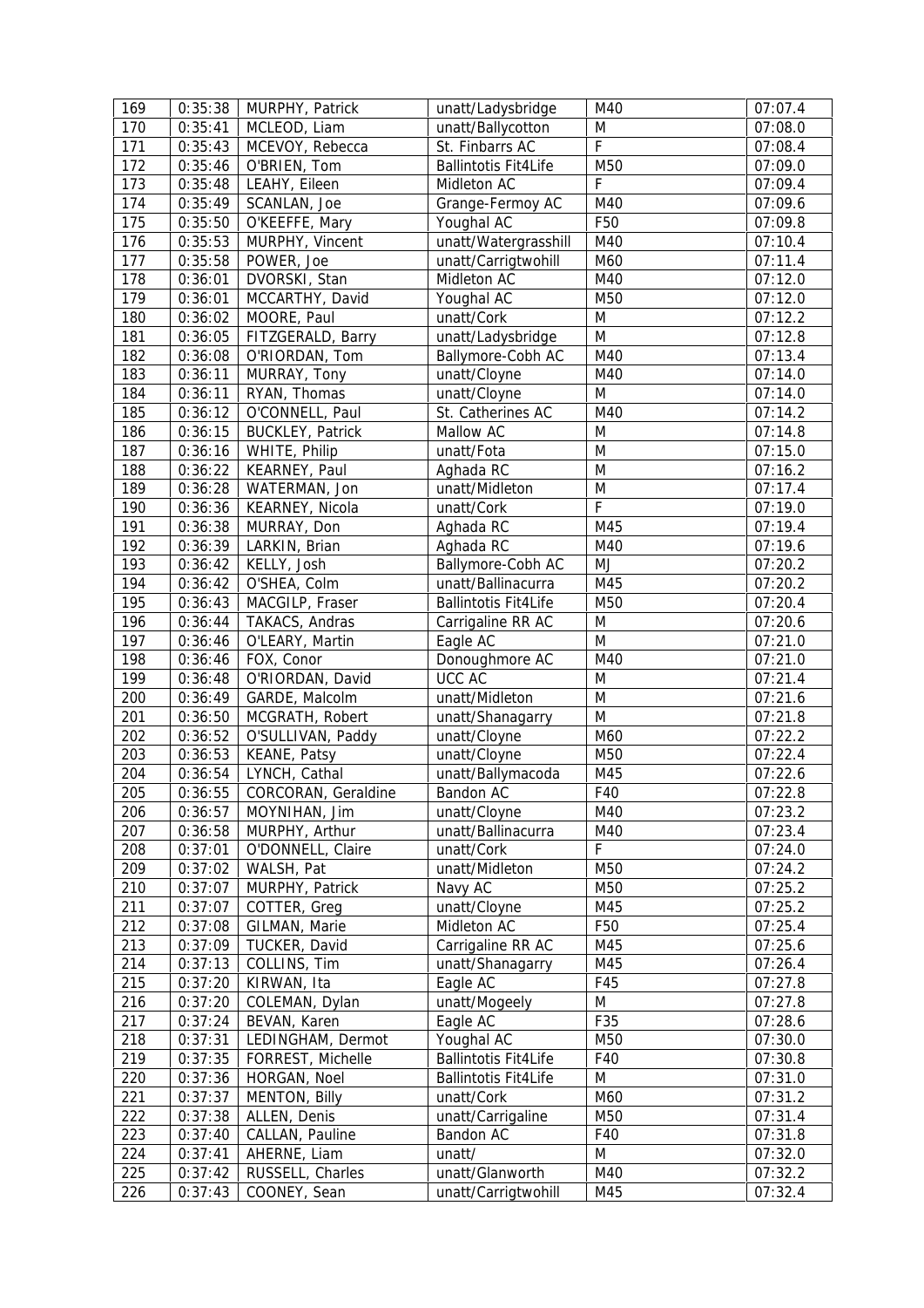| 169 | 0:35:38 | MURPHY, Patrick | unatt/Ladysbridge | M40 | 07:07.4 |
|---|---|---|---|---|---|
| 170 | 0:35:41 | MCLEOD, Liam | unatt/Ballycotton | M | 07:08.0 |
| 171 | 0:35:43 | MCEVOY, Rebecca | St. Finbarrs AC | F | 07:08.4 |
| 172 | 0:35:46 | O'BRIEN, Tom | Ballintotis Fit4Life | M50 | 07:09.0 |
| 173 | 0:35:48 | LEAHY, Eileen | Midleton AC | F | 07:09.4 |
| 174 | 0:35:49 | SCANLAN, Joe | Grange-Fermoy AC | M40 | 07:09.6 |
| 175 | 0:35:50 | O'KEEFFE, Mary | Youghal AC | F50 | 07:09.8 |
| 176 | 0:35:53 | MURPHY, Vincent | unatt/Watergrasshill | M40 | 07:10.4 |
| 177 | 0:35:58 | POWER, Joe | unatt/Carrigtwohill | M60 | 07:11.4 |
| 178 | 0:36:01 | DVORSKI, Stan | Midleton AC | M40 | 07:12.0 |
| 179 | 0:36:01 | MCCARTHY, David | Youghal AC | M50 | 07:12.0 |
| 180 | 0:36:02 | MOORE, Paul | unatt/Cork | M | 07:12.2 |
| 181 | 0:36:05 | FITZGERALD, Barry | unatt/Ladysbridge | M | 07:12.8 |
| 182 | 0:36:08 | O'RIORDAN, Tom | Ballymore-Cobh AC | M40 | 07:13.4 |
| 183 | 0:36:11 | MURRAY, Tony | unatt/Cloyne | M40 | 07:14.0 |
| 184 | 0:36:11 | RYAN, Thomas | unatt/Cloyne | M | 07:14.0 |
| 185 | 0:36:12 | O'CONNELL, Paul | St. Catherines AC | M40 | 07:14.2 |
| 186 | 0:36:15 | BUCKLEY, Patrick | Mallow AC | M | 07:14.8 |
| 187 | 0:36:16 | WHITE, Philip | unatt/Fota | M | 07:15.0 |
| 188 | 0:36:22 | KEARNEY, Paul | Aghada RC | M | 07:16.2 |
| 189 | 0:36:28 | WATERMAN, Jon | unatt/Midleton | M | 07:17.4 |
| 190 | 0:36:36 | KEARNEY, Nicola | unatt/Cork | F | 07:19.0 |
| 191 | 0:36:38 | MURRAY, Don | Aghada RC | M45 | 07:19.4 |
| 192 | 0:36:39 | LARKIN, Brian | Aghada RC | M40 | 07:19.6 |
| 193 | 0:36:42 | KELLY, Josh | Ballymore-Cobh AC | MJ | 07:20.2 |
| 194 | 0:36:42 | O'SHEA, Colm | unatt/Ballinacurra | M45 | 07:20.2 |
| 195 | 0:36:43 | MACGILP, Fraser | Ballintotis Fit4Life | M50 | 07:20.4 |
| 196 | 0:36:44 | TAKACS, Andras | Carrigaline RR AC | M | 07:20.6 |
| 197 | 0:36:46 | O'LEARY, Martin | Eagle AC | M | 07:21.0 |
| 198 | 0:36:46 | FOX, Conor | Donoughmore AC | M40 | 07:21.0 |
| 199 | 0:36:48 | O'RIORDAN, David | UCC AC | M | 07:21.4 |
| 200 | 0:36:49 | GARDE, Malcolm | unatt/Midleton | M | 07:21.6 |
| 201 | 0:36:50 | MCGRATH, Robert | unatt/Shanagarry | M | 07:21.8 |
| 202 | 0:36:52 | O'SULLIVAN, Paddy | unatt/Cloyne | M60 | 07:22.2 |
| 203 | 0:36:53 | KEANE, Patsy | unatt/Cloyne | M50 | 07:22.4 |
| 204 | 0:36:54 | LYNCH, Cathal | unatt/Ballymacoda | M45 | 07:22.6 |
| 205 | 0:36:55 | CORCORAN, Geraldine | Bandon AC | F40 | 07:22.8 |
| 206 | 0:36:57 | MOYNIHAN, Jim | unatt/Cloyne | M40 | 07:23.2 |
| 207 | 0:36:58 | MURPHY, Arthur | unatt/Ballinacurra | M40 | 07:23.4 |
| 208 | 0:37:01 | O'DONNELL, Claire | unatt/Cork | F | 07:24.0 |
| 209 | 0:37:02 | WALSH, Pat | unatt/Midleton | M50 | 07:24.2 |
| 210 | 0:37:07 | MURPHY, Patrick | Navy AC | M50 | 07:25.2 |
| 211 | 0:37:07 | COTTER, Greg | unatt/Cloyne | M45 | 07:25.2 |
| 212 | 0:37:08 | GILMAN, Marie | Midleton AC | F50 | 07:25.4 |
| 213 | 0:37:09 | TUCKER, David | Carrigaline RR AC | M45 | 07:25.6 |
| 214 | 0:37:13 | COLLINS, Tim | unatt/Shanagarry | M45 | 07:26.4 |
| 215 | 0:37:20 | KIRWAN, Ita | Eagle AC | F45 | 07:27.8 |
| 216 | 0:37:20 | COLEMAN, Dylan | unatt/Mogeely | M | 07:27.8 |
| 217 | 0:37:24 | BEVAN, Karen | Eagle AC | F35 | 07:28.6 |
| 218 | 0:37:31 | LEDINGHAM, Dermot | Youghal AC | M50 | 07:30.0 |
| 219 | 0:37:35 | FORREST, Michelle | Ballintotis Fit4Life | F40 | 07:30.8 |
| 220 | 0:37:36 | HORGAN, Noel | Ballintotis Fit4Life | M | 07:31.0 |
| 221 | 0:37:37 | MENTON, Billy | unatt/Cork | M60 | 07:31.2 |
| 222 | 0:37:38 | ALLEN, Denis | unatt/Carrigaline | M50 | 07:31.4 |
| 223 | 0:37:40 | CALLAN, Pauline | Bandon AC | F40 | 07:31.8 |
| 224 | 0:37:41 | AHERNE, Liam | unatt/ | M | 07:32.0 |
| 225 | 0:37:42 | RUSSELL, Charles | unatt/Glanworth | M40 | 07:32.2 |
| 226 | 0:37:43 | COONEY, Sean | unatt/Carrigtwohill | M45 | 07:32.4 |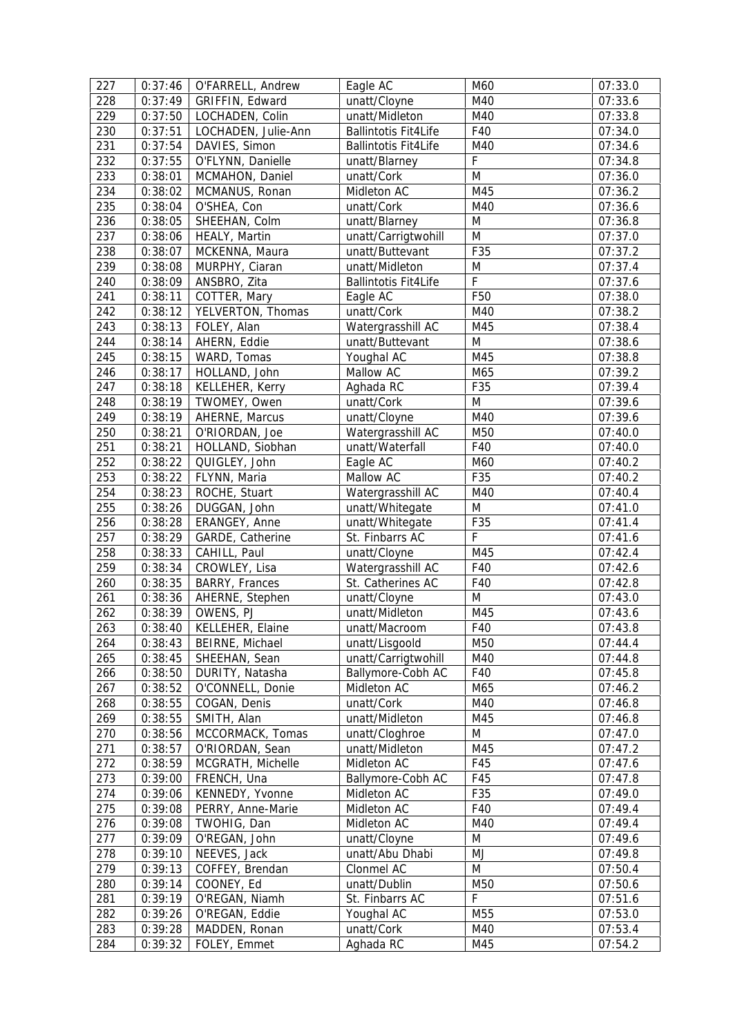| 227 | 0:37:46 | O'FARRELL, Andrew | Eagle AC | M60 | 07:33.0 |
|---|---|---|---|---|---|
| 228 | 0:37:49 | GRIFFIN, Edward | unatt/Cloyne | M40 | 07:33.6 |
| 229 | 0:37:50 | LOCHADEN, Colin | unatt/Midleton | M40 | 07:33.8 |
| 230 | 0:37:51 | LOCHADEN, Julie-Ann | Ballintotis Fit4Life | F40 | 07:34.0 |
| 231 | 0:37:54 | DAVIES, Simon | Ballintotis Fit4Life | M40 | 07:34.6 |
| 232 | 0:37:55 | O'FLYNN, Danielle | unatt/Blarney | F | 07:34.8 |
| 233 | 0:38:01 | MCMAHON, Daniel | unatt/Cork | M | 07:36.0 |
| 234 | 0:38:02 | MCMANUS, Ronan | Midleton AC | M45 | 07:36.2 |
| 235 | 0:38:04 | O'SHEA, Con | unatt/Cork | M40 | 07:36.6 |
| 236 | 0:38:05 | SHEEHAN, Colm | unatt/Blarney | M | 07:36.8 |
| 237 | 0:38:06 | HEALY, Martin | unatt/Carrigtwohill | M | 07:37.0 |
| 238 | 0:38:07 | MCKENNA, Maura | unatt/Buttevant | F35 | 07:37.2 |
| 239 | 0:38:08 | MURPHY, Ciaran | unatt/Midleton | M | 07:37.4 |
| 240 | 0:38:09 | ANSBRO, Zita | Ballintotis Fit4Life | F | 07:37.6 |
| 241 | 0:38:11 | COTTER, Mary | Eagle AC | F50 | 07:38.0 |
| 242 | 0:38:12 | YELVERTON, Thomas | unatt/Cork | M40 | 07:38.2 |
| 243 | 0:38:13 | FOLEY, Alan | Watergrasshill AC | M45 | 07:38.4 |
| 244 | 0:38:14 | AHERN, Eddie | unatt/Buttevant | M | 07:38.6 |
| 245 | 0:38:15 | WARD, Tomas | Youghal AC | M45 | 07:38.8 |
| 246 | 0:38:17 | HOLLAND, John | Mallow AC | M65 | 07:39.2 |
| 247 | 0:38:18 | KELLEHER, Kerry | Aghada RC | F35 | 07:39.4 |
| 248 | 0:38:19 | TWOMEY, Owen | unatt/Cork | M | 07:39.6 |
| 249 | 0:38:19 | AHERNE, Marcus | unatt/Cloyne | M40 | 07:39.6 |
| 250 | 0:38:21 | O'RIORDAN, Joe | Watergrasshill AC | M50 | 07:40.0 |
| 251 | 0:38:21 | HOLLAND, Siobhan | unatt/Waterfall | F40 | 07:40.0 |
| 252 | 0:38:22 | QUIGLEY, John | Eagle AC | M60 | 07:40.2 |
| 253 | 0:38:22 | FLYNN, Maria | Mallow AC | F35 | 07:40.2 |
| 254 | 0:38:23 | ROCHE, Stuart | Watergrasshill AC | M40 | 07:40.4 |
| 255 | 0:38:26 | DUGGAN, John | unatt/Whitegate | M | 07:41.0 |
| 256 | 0:38:28 | ERANGEY, Anne | unatt/Whitegate | F35 | 07:41.4 |
| 257 | 0:38:29 | GARDE, Catherine | St. Finbarrs AC | F | 07:41.6 |
| 258 | 0:38:33 | CAHILL, Paul | unatt/Cloyne | M45 | 07:42.4 |
| 259 | 0:38:34 | CROWLEY, Lisa | Watergrasshill AC | F40 | 07:42.6 |
| 260 | 0:38:35 | BARRY, Frances | St. Catherines AC | F40 | 07:42.8 |
| 261 | 0:38:36 | AHERNE, Stephen | unatt/Cloyne | M | 07:43.0 |
| 262 | 0:38:39 | OWENS, PJ | unatt/Midleton | M45 | 07:43.6 |
| 263 | 0:38:40 | KELLEHER, Elaine | unatt/Macroom | F40 | 07:43.8 |
| 264 | 0:38:43 | BEIRNE, Michael | unatt/Lisgoold | M50 | 07:44.4 |
| 265 | 0:38:45 | SHEEHAN, Sean | unatt/Carrigtwohill | M40 | 07:44.8 |
| 266 | 0:38:50 | DURITY, Natasha | Ballymore-Cobh AC | F40 | 07:45.8 |
| 267 | 0:38:52 | O'CONNELL, Donie | Midleton AC | M65 | 07:46.2 |
| 268 | 0:38:55 | COGAN, Denis | unatt/Cork | M40 | 07:46.8 |
| 269 | 0:38:55 | SMITH, Alan | unatt/Midleton | M45 | 07:46.8 |
| 270 | 0:38:56 | MCCORMACK, Tomas | unatt/Cloghroe | M | 07:47.0 |
| 271 | 0:38:57 | O'RIORDAN, Sean | unatt/Midleton | M45 | 07:47.2 |
| 272 | 0:38:59 | MCGRATH, Michelle | Midleton AC | F45 | 07:47.6 |
| 273 | 0:39:00 | FRENCH, Una | Ballymore-Cobh AC | F45 | 07:47.8 |
| 274 | 0:39:06 | KENNEDY, Yvonne | Midleton AC | F35 | 07:49.0 |
| 275 | 0:39:08 | PERRY, Anne-Marie | Midleton AC | F40 | 07:49.4 |
| 276 | 0:39:08 | TWOHIG, Dan | Midleton AC | M40 | 07:49.4 |
| 277 | 0:39:09 | O'REGAN, John | unatt/Cloyne | M | 07:49.6 |
| 278 | 0:39:10 | NEEVES, Jack | unatt/Abu Dhabi | MJ | 07:49.8 |
| 279 | 0:39:13 | COFFEY, Brendan | Clonmel AC | M | 07:50.4 |
| 280 | 0:39:14 | COONEY, Ed | unatt/Dublin | M50 | 07:50.6 |
| 281 | 0:39:19 | O'REGAN, Niamh | St. Finbarrs AC | F | 07:51.6 |
| 282 | 0:39:26 | O'REGAN, Eddie | Youghal AC | M55 | 07:53.0 |
| 283 | 0:39:28 | MADDEN, Ronan | unatt/Cork | M40 | 07:53.4 |
| 284 | 0:39:32 | FOLEY, Emmet | Aghada RC | M45 | 07:54.2 |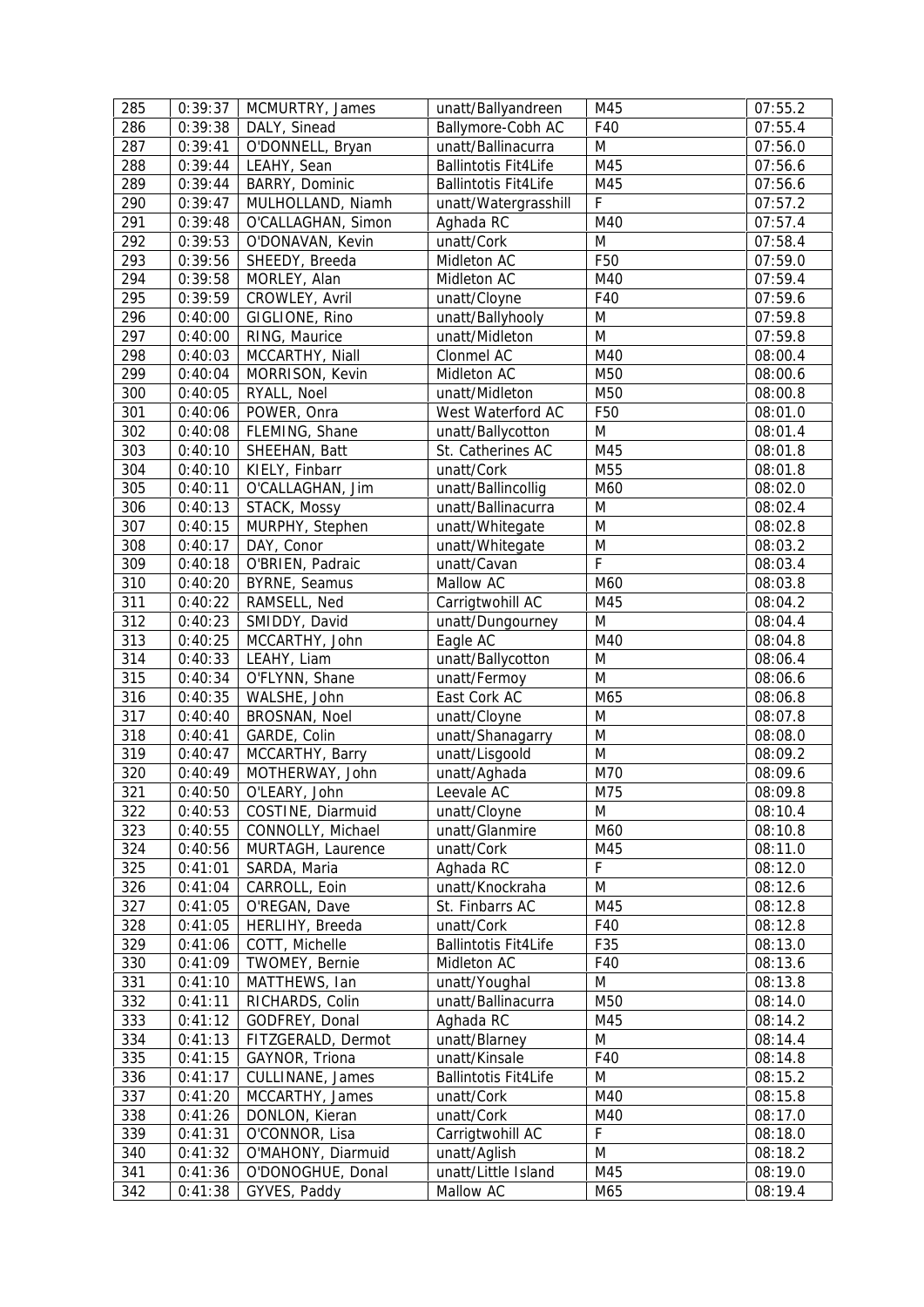| 285 | 0:39:37 | MCMURTRY, James | unatt/Ballyandreen | M45 | 07:55.2 |
|---|---|---|---|---|---|
| 286 | 0:39:38 | DALY, Sinead | Ballymore-Cobh AC | F40 | 07:55.4 |
| 287 | 0:39:41 | O'DONNELL, Bryan | unatt/Ballinacurra | M | 07:56.0 |
| 288 | 0:39:44 | LEAHY, Sean | Ballintotis Fit4Life | M45 | 07:56.6 |
| 289 | 0:39:44 | BARRY, Dominic | Ballintotis Fit4Life | M45 | 07:56.6 |
| 290 | 0:39:47 | MULHOLLAND, Niamh | unatt/Watergrasshill | F | 07:57.2 |
| 291 | 0:39:48 | O'CALLAGHAN, Simon | Aghada RC | M40 | 07:57.4 |
| 292 | 0:39:53 | O'DONAVAN, Kevin | unatt/Cork | M | 07:58.4 |
| 293 | 0:39:56 | SHEEDY, Breeda | Midleton AC | F50 | 07:59.0 |
| 294 | 0:39:58 | MORLEY, Alan | Midleton AC | M40 | 07:59.4 |
| 295 | 0:39:59 | CROWLEY, Avril | unatt/Cloyne | F40 | 07:59.6 |
| 296 | 0:40:00 | GIGLIONE, Rino | unatt/Ballyhooly | M | 07:59.8 |
| 297 | 0:40:00 | RING, Maurice | unatt/Midleton | M | 07:59.8 |
| 298 | 0:40:03 | MCCARTHY, Niall | Clonmel AC | M40 | 08:00.4 |
| 299 | 0:40:04 | MORRISON, Kevin | Midleton AC | M50 | 08:00.6 |
| 300 | 0:40:05 | RYALL, Noel | unatt/Midleton | M50 | 08:00.8 |
| 301 | 0:40:06 | POWER, Onra | West Waterford AC | F50 | 08:01.0 |
| 302 | 0:40:08 | FLEMING, Shane | unatt/Ballycotton | M | 08:01.4 |
| 303 | 0:40:10 | SHEEHAN, Batt | St. Catherines AC | M45 | 08:01.8 |
| 304 | 0:40:10 | KIELY, Finbarr | unatt/Cork | M55 | 08:01.8 |
| 305 | 0:40:11 | O'CALLAGHAN, Jim | unatt/Ballincollig | M60 | 08:02.0 |
| 306 | 0:40:13 | STACK, Mossy | unatt/Ballinacurra | M | 08:02.4 |
| 307 | 0:40:15 | MURPHY, Stephen | unatt/Whitegate | M | 08:02.8 |
| 308 | 0:40:17 | DAY, Conor | unatt/Whitegate | M | 08:03.2 |
| 309 | 0:40:18 | O'BRIEN, Padraic | unatt/Cavan | F | 08:03.4 |
| 310 | 0:40:20 | BYRNE, Seamus | Mallow AC | M60 | 08:03.8 |
| 311 | 0:40:22 | RAMSELL, Ned | Carrigtwohill AC | M45 | 08:04.2 |
| 312 | 0:40:23 | SMIDDY, David | unatt/Dungourney | M | 08:04.4 |
| 313 | 0:40:25 | MCCARTHY, John | Eagle AC | M40 | 08:04.8 |
| 314 | 0:40:33 | LEAHY, Liam | unatt/Ballycotton | M | 08:06.4 |
| 315 | 0:40:34 | O'FLYNN, Shane | unatt/Fermoy | M | 08:06.6 |
| 316 | 0:40:35 | WALSHE, John | East Cork AC | M65 | 08:06.8 |
| 317 | 0:40:40 | BROSNAN, Noel | unatt/Cloyne | M | 08:07.8 |
| 318 | 0:40:41 | GARDE, Colin | unatt/Shanagarry | M | 08:08.0 |
| 319 | 0:40:47 | MCCARTHY, Barry | unatt/Lisgoold | M | 08:09.2 |
| 320 | 0:40:49 | MOTHERWAY, John | unatt/Aghada | M70 | 08:09.6 |
| 321 | 0:40:50 | O'LEARY, John | Leevale AC | M75 | 08:09.8 |
| 322 | 0:40:53 | COSTINE, Diarmuid | unatt/Cloyne | M | 08:10.4 |
| 323 | 0:40:55 | CONNOLLY, Michael | unatt/Glanmire | M60 | 08:10.8 |
| 324 | 0:40:56 | MURTAGH, Laurence | unatt/Cork | M45 | 08:11.0 |
| 325 | 0:41:01 | SARDA, Maria | Aghada RC | F | 08:12.0 |
| 326 | 0:41:04 | CARROLL, Eoin | unatt/Knockraha | M | 08:12.6 |
| 327 | 0:41:05 | O'REGAN, Dave | St. Finbarrs AC | M45 | 08:12.8 |
| 328 | 0:41:05 | HERLIHY, Breeda | unatt/Cork | F40 | 08:12.8 |
| 329 | 0:41:06 | COTT, Michelle | Ballintotis Fit4Life | F35 | 08:13.0 |
| 330 | 0:41:09 | TWOMEY, Bernie | Midleton AC | F40 | 08:13.6 |
| 331 | 0:41:10 | MATTHEWS, Ian | unatt/Youghal | M | 08:13.8 |
| 332 | 0:41:11 | RICHARDS, Colin | unatt/Ballinacurra | M50 | 08:14.0 |
| 333 | 0:41:12 | GODFREY, Donal | Aghada RC | M45 | 08:14.2 |
| 334 | 0:41:13 | FITZGERALD, Dermot | unatt/Blarney | M | 08:14.4 |
| 335 | 0:41:15 | GAYNOR, Triona | unatt/Kinsale | F40 | 08:14.8 |
| 336 | 0:41:17 | CULLINANE, James | Ballintotis Fit4Life | M | 08:15.2 |
| 337 | 0:41:20 | MCCARTHY, James | unatt/Cork | M40 | 08:15.8 |
| 338 | 0:41:26 | DONLON, Kieran | unatt/Cork | M40 | 08:17.0 |
| 339 | 0:41:31 | O'CONNOR, Lisa | Carrigtwohill AC | F | 08:18.0 |
| 340 | 0:41:32 | O'MAHONY, Diarmuid | unatt/Aglish | M | 08:18.2 |
| 341 | 0:41:36 | O'DONOGHUE, Donal | unatt/Little Island | M45 | 08:19.0 |
| 342 | 0:41:38 | GYVES, Paddy | Mallow AC | M65 | 08:19.4 |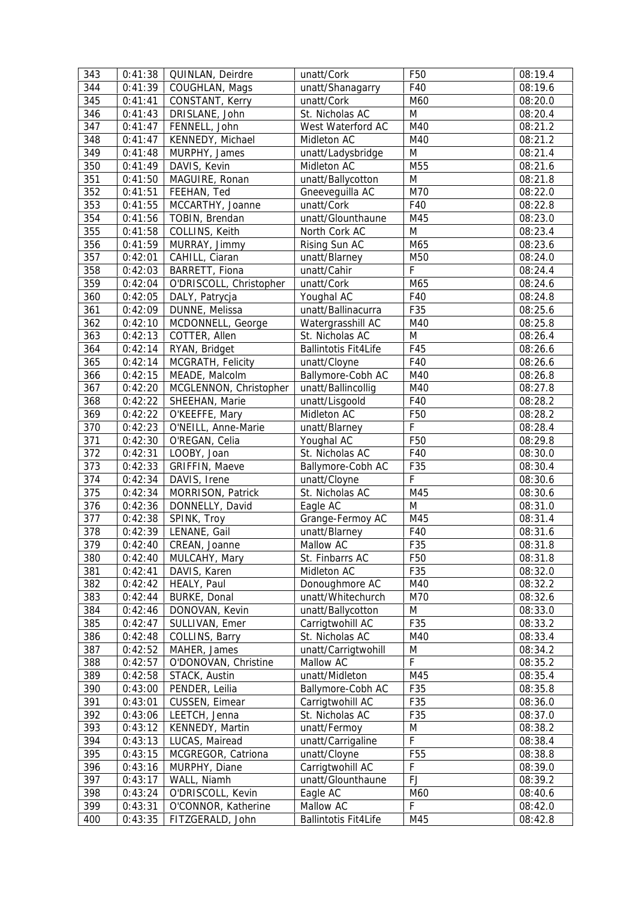| 343 | 0:41:38 | QUINLAN, Deirdre | unatt/Cork | F50 | 08:19.4 |
|---|---|---|---|---|---|
| 344 | 0:41:39 | COUGHLAN, Mags | unatt/Shanagarry | F40 | 08:19.6 |
| 345 | 0:41:41 | CONSTANT, Kerry | unatt/Cork | M60 | 08:20.0 |
| 346 | 0:41:43 | DRISLANE, John | St. Nicholas AC | M | 08:20.4 |
| 347 | 0:41:47 | FENNELL, John | West Waterford AC | M40 | 08:21.2 |
| 348 | 0:41:47 | KENNEDY, Michael | Midleton AC | M40 | 08:21.2 |
| 349 | 0:41:48 | MURPHY, James | unatt/Ladysbridge | M | 08:21.4 |
| 350 | 0:41:49 | DAVIS, Kevin | Midleton AC | M55 | 08:21.6 |
| 351 | 0:41:50 | MAGUIRE, Ronan | unatt/Ballycotton | M | 08:21.8 |
| 352 | 0:41:51 | FEEHAN, Ted | Gneeveguilla AC | M70 | 08:22.0 |
| 353 | 0:41:55 | MCCARTHY, Joanne | unatt/Cork | F40 | 08:22.8 |
| 354 | 0:41:56 | TOBIN, Brendan | unatt/Glounthaune | M45 | 08:23.0 |
| 355 | 0:41:58 | COLLINS, Keith | North Cork AC | M | 08:23.4 |
| 356 | 0:41:59 | MURRAY, Jimmy | Rising Sun AC | M65 | 08:23.6 |
| 357 | 0:42:01 | CAHILL, Ciaran | unatt/Blarney | M50 | 08:24.0 |
| 358 | 0:42:03 | BARRETT, Fiona | unatt/Cahir | F | 08:24.4 |
| 359 | 0:42:04 | O'DRISCOLL, Christopher | unatt/Cork | M65 | 08:24.6 |
| 360 | 0:42:05 | DALY, Patrycja | Youghal AC | F40 | 08:24.8 |
| 361 | 0:42:09 | DUNNE, Melissa | unatt/Ballinacurra | F35 | 08:25.6 |
| 362 | 0:42:10 | MCDONNELL, George | Watergrasshill AC | M40 | 08:25.8 |
| 363 | 0:42:13 | COTTER, Allen | St. Nicholas AC | M | 08:26.4 |
| 364 | 0:42:14 | RYAN, Bridget | Ballintotis Fit4Life | F45 | 08:26.6 |
| 365 | 0:42:14 | MCGRATH, Felicity | unatt/Cloyne | F40 | 08:26.6 |
| 366 | 0:42:15 | MEADE, Malcolm | Ballymore-Cobh AC | M40 | 08:26.8 |
| 367 | 0:42:20 | MCGLENNON, Christopher | unatt/Ballincollig | M40 | 08:27.8 |
| 368 | 0:42:22 | SHEEHAN, Marie | unatt/Lisgoold | F40 | 08:28.2 |
| 369 | 0:42:22 | O'KEEFFE, Mary | Midleton AC | F50 | 08:28.2 |
| 370 | 0:42:23 | O'NEILL, Anne-Marie | unatt/Blarney | F | 08:28.4 |
| 371 | 0:42:30 | O'REGAN, Celia | Youghal AC | F50 | 08:29.8 |
| 372 | 0:42:31 | LOOBY, Joan | St. Nicholas AC | F40 | 08:30.0 |
| 373 | 0:42:33 | GRIFFIN, Maeve | Ballymore-Cobh AC | F35 | 08:30.4 |
| 374 | 0:42:34 | DAVIS, Irene | unatt/Cloyne | F | 08:30.6 |
| 375 | 0:42:34 | MORRISON, Patrick | St. Nicholas AC | M45 | 08:30.6 |
| 376 | 0:42:36 | DONNELLY, David | Eagle AC | M | 08:31.0 |
| 377 | 0:42:38 | SPINK, Troy | Grange-Fermoy AC | M45 | 08:31.4 |
| 378 | 0:42:39 | LENANE, Gail | unatt/Blarney | F40 | 08:31.6 |
| 379 | 0:42:40 | CREAN, Joanne | Mallow AC | F35 | 08:31.8 |
| 380 | 0:42:40 | MULCAHY, Mary | St. Finbarrs AC | F50 | 08:31.8 |
| 381 | 0:42:41 | DAVIS, Karen | Midleton AC | F35 | 08:32.0 |
| 382 | 0:42:42 | HEALY, Paul | Donoughmore AC | M40 | 08:32.2 |
| 383 | 0:42:44 | BURKE, Donal | unatt/Whitechurch | M70 | 08:32.6 |
| 384 | 0:42:46 | DONOVAN, Kevin | unatt/Ballycotton | M | 08:33.0 |
| 385 | 0:42:47 | SULLIVAN, Emer | Carrigtwohill AC | F35 | 08:33.2 |
| 386 | 0:42:48 | COLLINS, Barry | St. Nicholas AC | M40 | 08:33.4 |
| 387 | 0:42:52 | MAHER, James | unatt/Carrigtwohill | M | 08:34.2 |
| 388 | 0:42:57 | O'DONOVAN, Christine | Mallow AC | F | 08:35.2 |
| 389 | 0:42:58 | STACK, Austin | unatt/Midleton | M45 | 08:35.4 |
| 390 | 0:43:00 | PENDER, Leilia | Ballymore-Cobh AC | F35 | 08:35.8 |
| 391 | 0:43:01 | CUSSEN, Eimear | Carrigtwohill AC | F35 | 08:36.0 |
| 392 | 0:43:06 | LEETCH, Jenna | St. Nicholas AC | F35 | 08:37.0 |
| 393 | 0:43:12 | KENNEDY, Martin | unatt/Fermoy | M | 08:38.2 |
| 394 | 0:43:13 | LUCAS, Mairead | unatt/Carrigaline | F | 08:38.4 |
| 395 | 0:43:15 | MCGREGOR, Catriona | unatt/Cloyne | F55 | 08:38.8 |
| 396 | 0:43:16 | MURPHY, Diane | Carrigtwohill AC | F | 08:39.0 |
| 397 | 0:43:17 | WALL, Niamh | unatt/Glounthaune | FJ | 08:39.2 |
| 398 | 0:43:24 | O'DRISCOLL, Kevin | Eagle AC | M60 | 08:40.6 |
| 399 | 0:43:31 | O'CONNOR, Katherine | Mallow AC | F | 08:42.0 |
| 400 | 0:43:35 | FITZGERALD, John | Ballintotis Fit4Life | M45 | 08:42.8 |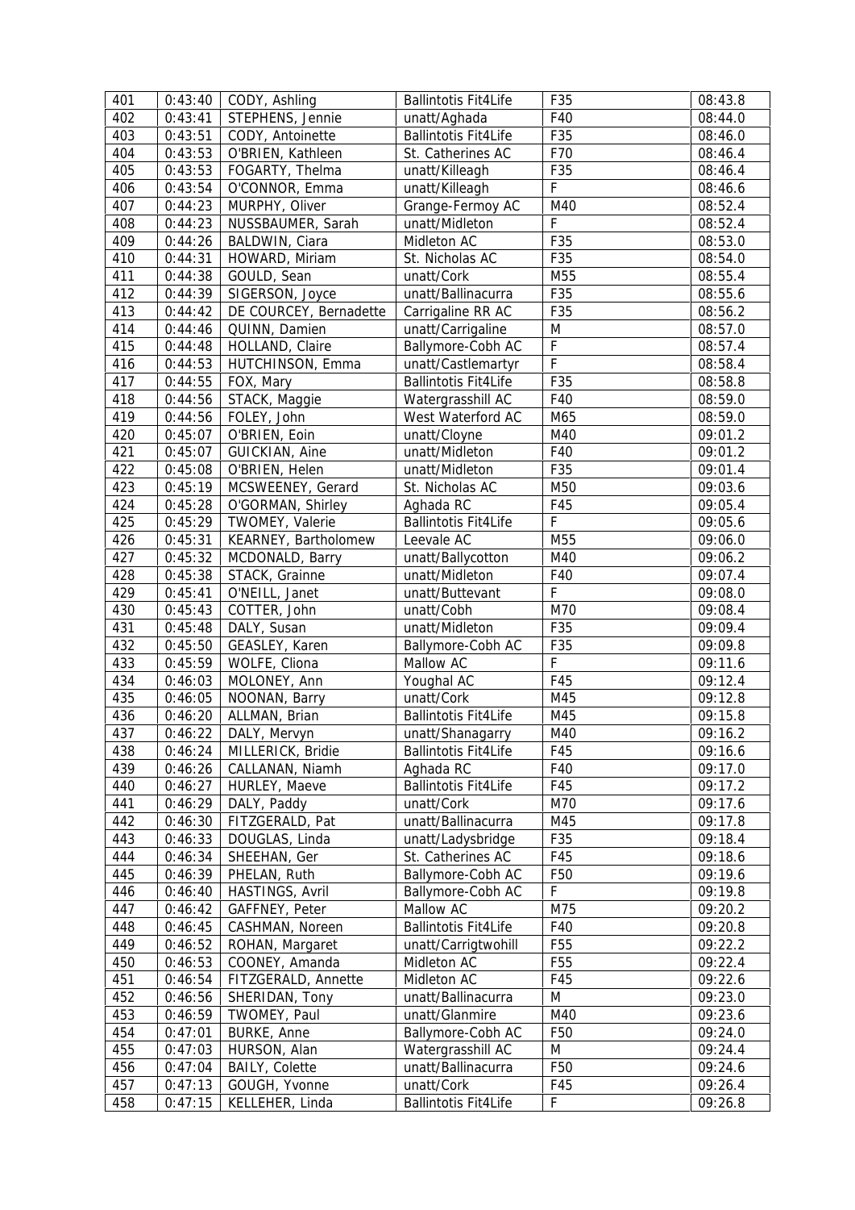| 401 | 0:43:40 | CODY, Ashling | Ballintotis Fit4Life | F35 | 08:43.8 |
|---|---|---|---|---|---|
| 402 | 0:43:41 | STEPHENS, Jennie | unatt/Aghada | F40 | 08:44.0 |
| 403 | 0:43:51 | CODY, Antoinette | Ballintotis Fit4Life | F35 | 08:46.0 |
| 404 | 0:43:53 | O'BRIEN, Kathleen | St. Catherines AC | F70 | 08:46.4 |
| 405 | 0:43:53 | FOGARTY, Thelma | unatt/Killeagh | F35 | 08:46.4 |
| 406 | 0:43:54 | O'CONNOR, Emma | unatt/Killeagh | F | 08:46.6 |
| 407 | 0:44:23 | MURPHY, Oliver | Grange-Fermoy AC | M40 | 08:52.4 |
| 408 | 0:44:23 | NUSSBAUMER, Sarah | unatt/Midleton | F | 08:52.4 |
| 409 | 0:44:26 | BALDWIN, Ciara | Midleton AC | F35 | 08:53.0 |
| 410 | 0:44:31 | HOWARD, Miriam | St. Nicholas AC | F35 | 08:54.0 |
| 411 | 0:44:38 | GOULD, Sean | unatt/Cork | M55 | 08:55.4 |
| 412 | 0:44:39 | SIGERSON, Joyce | unatt/Ballinacurra | F35 | 08:55.6 |
| 413 | 0:44:42 | DE COURCEY, Bernadette | Carrigaline RR AC | F35 | 08:56.2 |
| 414 | 0:44:46 | QUINN, Damien | unatt/Carrigaline | M | 08:57.0 |
| 415 | 0:44:48 | HOLLAND, Claire | Ballymore-Cobh AC | F | 08:57.4 |
| 416 | 0:44:53 | HUTCHINSON, Emma | unatt/Castlemartyr | F | 08:58.4 |
| 417 | 0:44:55 | FOX, Mary | Ballintotis Fit4Life | F35 | 08:58.8 |
| 418 | 0:44:56 | STACK, Maggie | Watergrasshill AC | F40 | 08:59.0 |
| 419 | 0:44:56 | FOLEY, John | West Waterford AC | M65 | 08:59.0 |
| 420 | 0:45:07 | O'BRIEN, Eoin | unatt/Cloyne | M40 | 09:01.2 |
| 421 | 0:45:07 | GUICKIAN, Aine | unatt/Midleton | F40 | 09:01.2 |
| 422 | 0:45:08 | O'BRIEN, Helen | unatt/Midleton | F35 | 09:01.4 |
| 423 | 0:45:19 | MCSWEENEY, Gerard | St. Nicholas AC | M50 | 09:03.6 |
| 424 | 0:45:28 | O'GORMAN, Shirley | Aghada RC | F45 | 09:05.4 |
| 425 | 0:45:29 | TWOMEY, Valerie | Ballintotis Fit4Life | F | 09:05.6 |
| 426 | 0:45:31 | KEARNEY, Bartholomew | Leevale AC | M55 | 09:06.0 |
| 427 | 0:45:32 | MCDONALD, Barry | unatt/Ballycotton | M40 | 09:06.2 |
| 428 | 0:45:38 | STACK, Grainne | unatt/Midleton | F40 | 09:07.4 |
| 429 | 0:45:41 | O'NEILL, Janet | unatt/Buttevant | F | 09:08.0 |
| 430 | 0:45:43 | COTTER, John | unatt/Cobh | M70 | 09:08.4 |
| 431 | 0:45:48 | DALY, Susan | unatt/Midleton | F35 | 09:09.4 |
| 432 | 0:45:50 | GEASLEY, Karen | Ballymore-Cobh AC | F35 | 09:09.8 |
| 433 | 0:45:59 | WOLFE, Cliona | Mallow AC | F | 09:11.6 |
| 434 | 0:46:03 | MOLONEY, Ann | Youghal AC | F45 | 09:12.4 |
| 435 | 0:46:05 | NOONAN, Barry | unatt/Cork | M45 | 09:12.8 |
| 436 | 0:46:20 | ALLMAN, Brian | Ballintotis Fit4Life | M45 | 09:15.8 |
| 437 | 0:46:22 | DALY, Mervyn | unatt/Shanagarry | M40 | 09:16.2 |
| 438 | 0:46:24 | MILLERICK, Bridie | Ballintotis Fit4Life | F45 | 09:16.6 |
| 439 | 0:46:26 | CALLANAN, Niamh | Aghada RC | F40 | 09:17.0 |
| 440 | 0:46:27 | HURLEY, Maeve | Ballintotis Fit4Life | F45 | 09:17.2 |
| 441 | 0:46:29 | DALY, Paddy | unatt/Cork | M70 | 09:17.6 |
| 442 | 0:46:30 | FITZGERALD, Pat | unatt/Ballinacurra | M45 | 09:17.8 |
| 443 | 0:46:33 | DOUGLAS, Linda | unatt/Ladysbridge | F35 | 09:18.4 |
| 444 | 0:46:34 | SHEEHAN, Ger | St. Catherines AC | F45 | 09:18.6 |
| 445 | 0:46:39 | PHELAN, Ruth | Ballymore-Cobh AC | F50 | 09:19.6 |
| 446 | 0:46:40 | HASTINGS, Avril | Ballymore-Cobh AC | F | 09:19.8 |
| 447 | 0:46:42 | GAFFNEY, Peter | Mallow AC | M75 | 09:20.2 |
| 448 | 0:46:45 | CASHMAN, Noreen | Ballintotis Fit4Life | F40 | 09:20.8 |
| 449 | 0:46:52 | ROHAN, Margaret | unatt/Carrigtwohill | F55 | 09:22.2 |
| 450 | 0:46:53 | COONEY, Amanda | Midleton AC | F55 | 09:22.4 |
| 451 | 0:46:54 | FITZGERALD, Annette | Midleton AC | F45 | 09:22.6 |
| 452 | 0:46:56 | SHERIDAN, Tony | unatt/Ballinacurra | M | 09:23.0 |
| 453 | 0:46:59 | TWOMEY, Paul | unatt/Glanmire | M40 | 09:23.6 |
| 454 | 0:47:01 | BURKE, Anne | Ballymore-Cobh AC | F50 | 09:24.0 |
| 455 | 0:47:03 | HURSON, Alan | Watergrasshill AC | M | 09:24.4 |
| 456 | 0:47:04 | BAILY, Colette | unatt/Ballinacurra | F50 | 09:24.6 |
| 457 | 0:47:13 | GOUGH, Yvonne | unatt/Cork | F45 | 09:26.4 |
| 458 | 0:47:15 | KELLEHER, Linda | Ballintotis Fit4Life | F | 09:26.8 |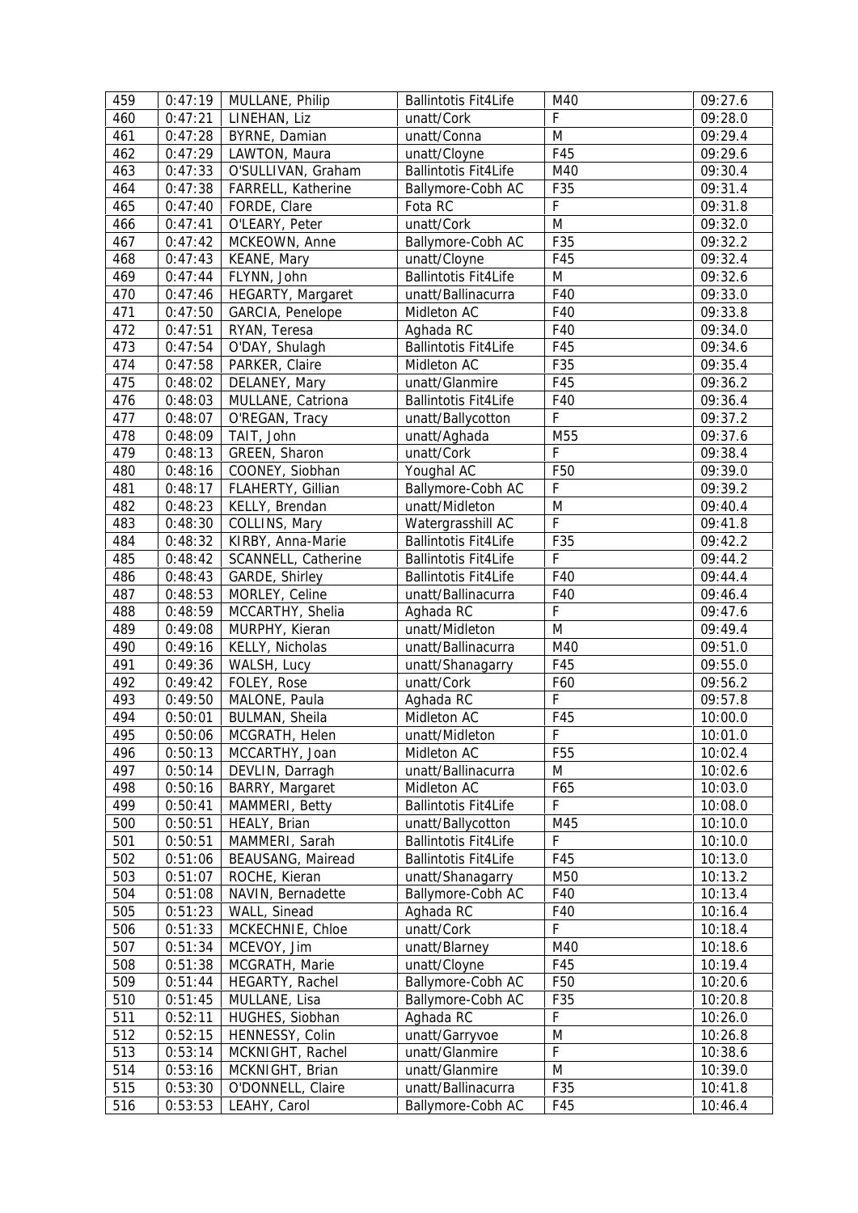| 459 | 0:47:19 | MULLANE, Philip | Ballintotis Fit4Life | M40 | 09:27.6 |
|---|---|---|---|---|---|
| 460 | 0:47:21 | LINEHAN, Liz | unatt/Cork | F | 09:28.0 |
| 461 | 0:47:28 | BYRNE, Damian | unatt/Conna | M | 09:29.4 |
| 462 | 0:47:29 | LAWTON, Maura | unatt/Cloyne | F45 | 09:29.6 |
| 463 | 0:47:33 | O'SULLIVAN, Graham | Ballintotis Fit4Life | M40 | 09:30.4 |
| 464 | 0:47:38 | FARRELL, Katherine | Ballymore-Cobh AC | F35 | 09:31.4 |
| 465 | 0:47:40 | FORDE, Clare | Fota RC | F | 09:31.8 |
| 466 | 0:47:41 | O'LEARY, Peter | unatt/Cork | M | 09:32.0 |
| 467 | 0:47:42 | MCKEOWN, Anne | Ballymore-Cobh AC | F35 | 09:32.2 |
| 468 | 0:47:43 | KEANE, Mary | unatt/Cloyne | F45 | 09:32.4 |
| 469 | 0:47:44 | FLYNN, John | Ballintotis Fit4Life | M | 09:32.6 |
| 470 | 0:47:46 | HEGARTY, Margaret | unatt/Ballinacurra | F40 | 09:33.0 |
| 471 | 0:47:50 | GARCIA, Penelope | Midleton AC | F40 | 09:33.8 |
| 472 | 0:47:51 | RYAN, Teresa | Aghada RC | F40 | 09:34.0 |
| 473 | 0:47:54 | O'DAY, Shulagh | Ballintotis Fit4Life | F45 | 09:34.6 |
| 474 | 0:47:58 | PARKER, Claire | Midleton AC | F35 | 09:35.4 |
| 475 | 0:48:02 | DELANEY, Mary | unatt/Glanmire | F45 | 09:36.2 |
| 476 | 0:48:03 | MULLANE, Catriona | Ballintotis Fit4Life | F40 | 09:36.4 |
| 477 | 0:48:07 | O'REGAN, Tracy | unatt/Ballycotton | F | 09:37.2 |
| 478 | 0:48:09 | TAIT, John | unatt/Aghada | M55 | 09:37.6 |
| 479 | 0:48:13 | GREEN, Sharon | unatt/Cork | F | 09:38.4 |
| 480 | 0:48:16 | COONEY, Siobhan | Youghal AC | F50 | 09:39.0 |
| 481 | 0:48:17 | FLAHERTY, Gillian | Ballymore-Cobh AC | F | 09:39.2 |
| 482 | 0:48:23 | KELLY, Brendan | unatt/Midleton | M | 09:40.4 |
| 483 | 0:48:30 | COLLINS, Mary | Watergrasshill AC | F | 09:41.8 |
| 484 | 0:48:32 | KIRBY, Anna-Marie | Ballintotis Fit4Life | F35 | 09:42.2 |
| 485 | 0:48:42 | SCANNELL, Catherine | Ballintotis Fit4Life | F | 09:44.2 |
| 486 | 0:48:43 | GARDE, Shirley | Ballintotis Fit4Life | F40 | 09:44.4 |
| 487 | 0:48:53 | MORLEY, Celine | unatt/Ballinacurra | F40 | 09:46.4 |
| 488 | 0:48:59 | MCCARTHY, Shelia | Aghada RC | F | 09:47.6 |
| 489 | 0:49:08 | MURPHY, Kieran | unatt/Midleton | M | 09:49.4 |
| 490 | 0:49:16 | KELLY, Nicholas | unatt/Ballinacurra | M40 | 09:51.0 |
| 491 | 0:49:36 | WALSH, Lucy | unatt/Shanagarry | F45 | 09:55.0 |
| 492 | 0:49:42 | FOLEY, Rose | unatt/Cork | F60 | 09:56.2 |
| 493 | 0:49:50 | MALONE, Paula | Aghada RC | F | 09:57.8 |
| 494 | 0:50:01 | BULMAN, Sheila | Midleton AC | F45 | 10:00.0 |
| 495 | 0:50:06 | MCGRATH, Helen | unatt/Midleton | F | 10:01.0 |
| 496 | 0:50:13 | MCCARTHY, Joan | Midleton AC | F55 | 10:02.4 |
| 497 | 0:50:14 | DEVLIN, Darragh | unatt/Ballinacurra | M | 10:02.6 |
| 498 | 0:50:16 | BARRY, Margaret | Midleton AC | F65 | 10:03.0 |
| 499 | 0:50:41 | MAMMERI, Betty | Ballintotis Fit4Life | F | 10:08.0 |
| 500 | 0:50:51 | HEALY, Brian | unatt/Ballycotton | M45 | 10:10.0 |
| 501 | 0:50:51 | MAMMERI, Sarah | Ballintotis Fit4Life | F | 10:10.0 |
| 502 | 0:51:06 | BEAUSANG, Mairead | Ballintotis Fit4Life | F45 | 10:13.0 |
| 503 | 0:51:07 | ROCHE, Kieran | unatt/Shanagarry | M50 | 10:13.2 |
| 504 | 0:51:08 | NAVIN, Bernadette | Ballymore-Cobh AC | F40 | 10:13.4 |
| 505 | 0:51:23 | WALL, Sinead | Aghada RC | F40 | 10:16.4 |
| 506 | 0:51:33 | MCKECHNIE, Chloe | unatt/Cork | F | 10:18.4 |
| 507 | 0:51:34 | MCEVOY, Jim | unatt/Blarney | M40 | 10:18.6 |
| 508 | 0:51:38 | MCGRATH, Marie | unatt/Cloyne | F45 | 10:19.4 |
| 509 | 0:51:44 | HEGARTY, Rachel | Ballymore-Cobh AC | F50 | 10:20.6 |
| 510 | 0:51:45 | MULLANE, Lisa | Ballymore-Cobh AC | F35 | 10:20.8 |
| 511 | 0:52:11 | HUGHES, Siobhan | Aghada RC | F | 10:26.0 |
| 512 | 0:52:15 | HENNESSY, Colin | unatt/Garryvoe | M | 10:26.8 |
| 513 | 0:53:14 | MCKNIGHT, Rachel | unatt/Glanmire | F | 10:38.6 |
| 514 | 0:53:16 | MCKNIGHT, Brian | unatt/Glanmire | M | 10:39.0 |
| 515 | 0:53:30 | O'DONNELL, Claire | unatt/Ballinacurra | F35 | 10:41.8 |
| 516 | 0:53:53 | LEAHY, Carol | Ballymore-Cobh AC | F45 | 10:46.4 |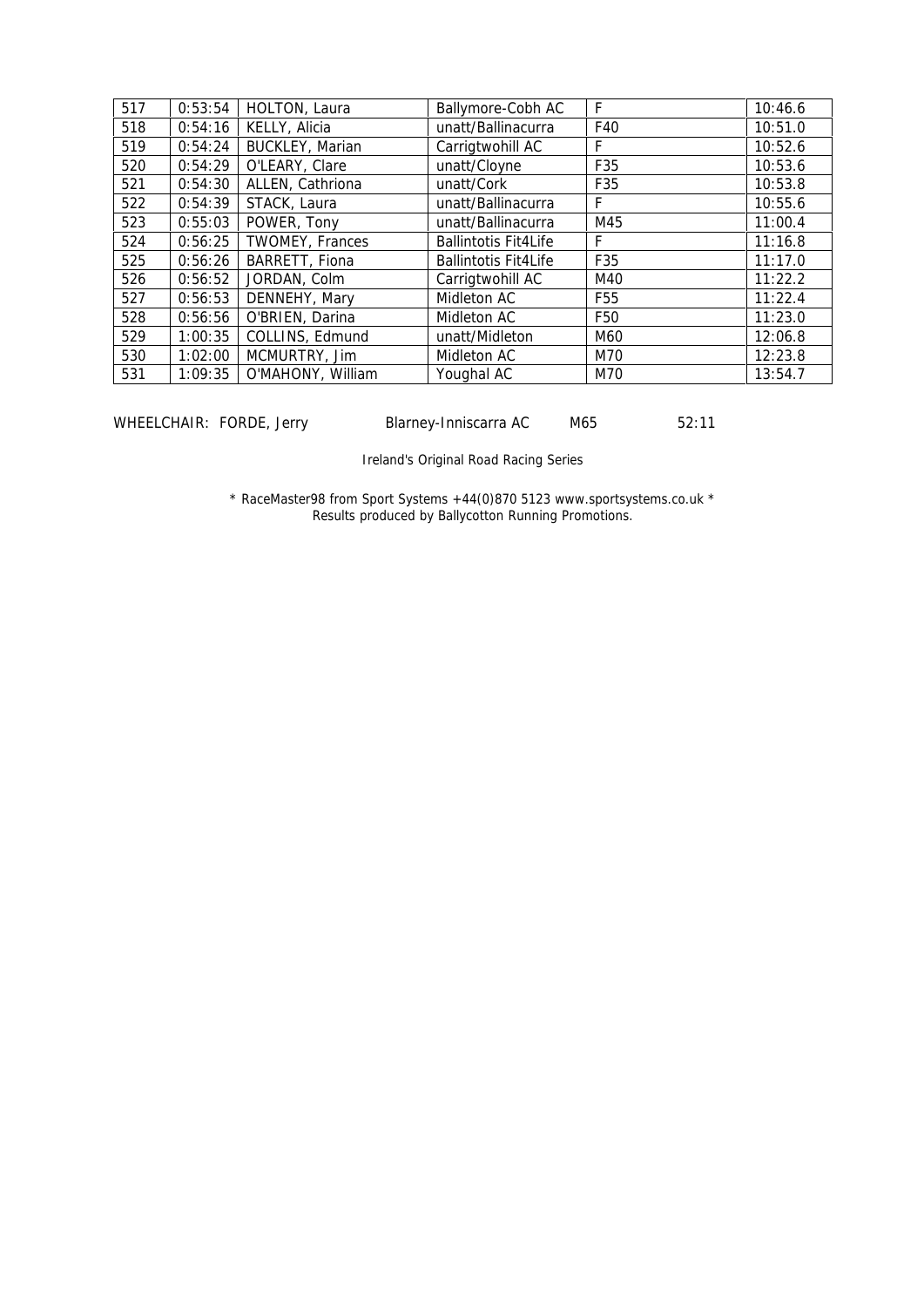| | | | | | |
|---|---|---|---|---|---|
| 517 | 0:53:54 | HOLTON, Laura | Ballymore-Cobh AC | F | 10:46.6 |
| 518 | 0:54:16 | KELLY, Alicia | unatt/Ballinacurra | F40 | 10:51.0 |
| 519 | 0:54:24 | BUCKLEY, Marian | Carrigtwohill AC | F | 10:52.6 |
| 520 | 0:54:29 | O'LEARY, Clare | unatt/Cloyne | F35 | 10:53.6 |
| 521 | 0:54:30 | ALLEN, Cathriona | unatt/Cork | F35 | 10:53.8 |
| 522 | 0:54:39 | STACK, Laura | unatt/Ballinacurra | F | 10:55.6 |
| 523 | 0:55:03 | POWER, Tony | unatt/Ballinacurra | M45 | 11:00.4 |
| 524 | 0:56:25 | TWOMEY, Frances | Ballintotis Fit4Life | F | 11:16.8 |
| 525 | 0:56:26 | BARRETT, Fiona | Ballintotis Fit4Life | F35 | 11:17.0 |
| 526 | 0:56:52 | JORDAN, Colm | Carrigtwohill AC | M40 | 11:22.2 |
| 527 | 0:56:53 | DENNEHY, Mary | Midleton AC | F55 | 11:22.4 |
| 528 | 0:56:56 | O'BRIEN, Darina | Midleton AC | F50 | 11:23.0 |
| 529 | 1:00:35 | COLLINS, Edmund | unatt/Midleton | M60 | 12:06.8 |
| 530 | 1:02:00 | MCMURTRY, Jim | Midleton AC | M70 | 12:23.8 |
| 531 | 1:09:35 | O'MAHONY, William | Youghal AC | M70 | 13:54.7 |

WHEELCHAIR: FORDE, Jerry Blarney-Inniscarra AC M65 52:11

Ireland's Original Road Racing Series

* RaceMaster98 from Sport Systems +44(0)870 5123 www.sportsystems.co.uk *
Results produced by Ballycotton Running Promotions.